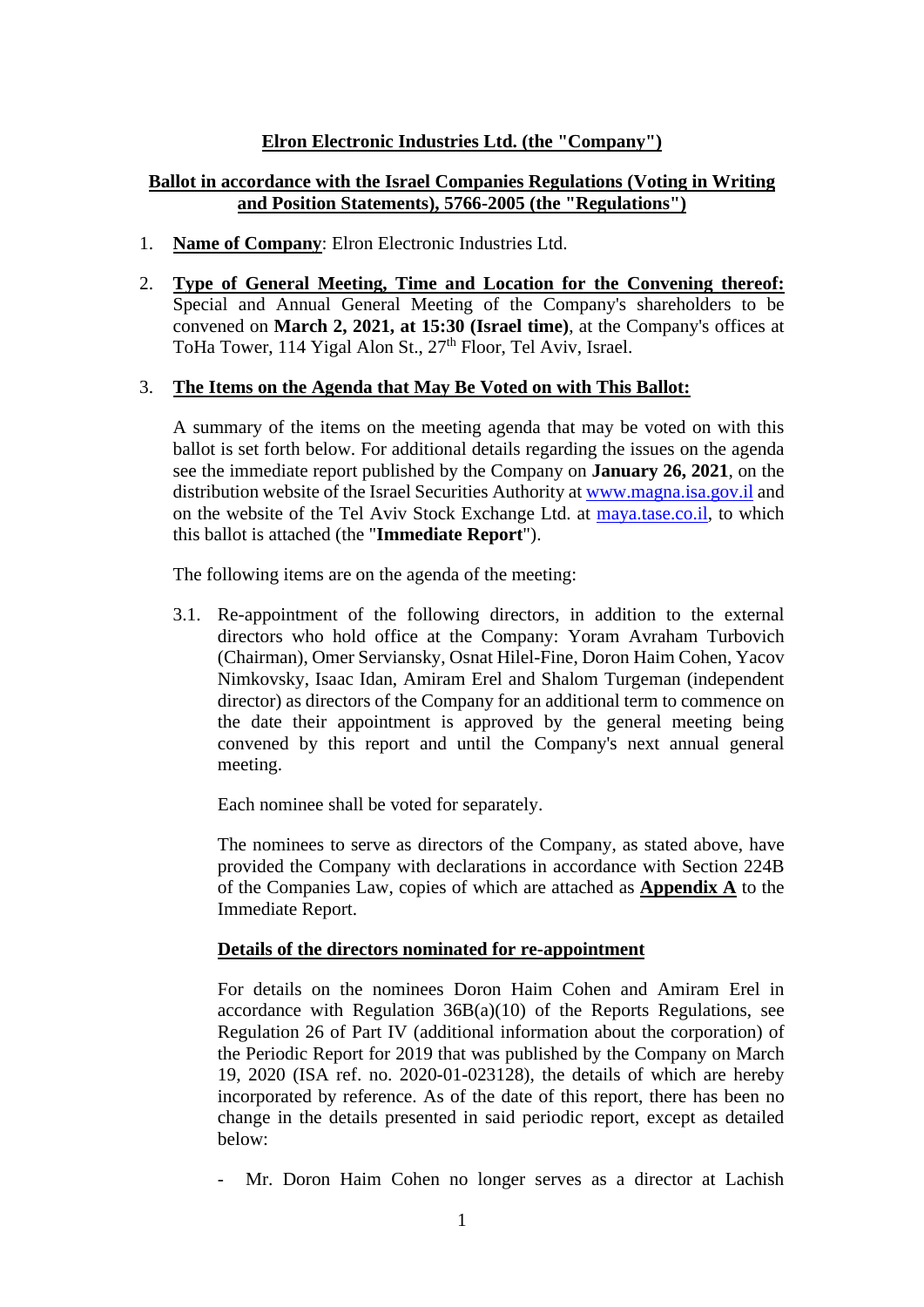**Elron Electronic Industries Ltd. (the "Company")**

**Ballot in accordance with the Israel Companies Regulations (Voting in Writing and Position Statements), 5766-2005 (the "Regulations")**

1. **Name of Company**: Elron Electronic Industries Ltd.

2. **Type of General Meeting, Time and Location for the Convening thereof:** Special and Annual General Meeting of the Company's shareholders to be convened on **March 2, 2021, at 15:30 (Israel time)**, at the Company's offices at ToHa Tower, 114 Yigal Alon St., 27th Floor, Tel Aviv, Israel.

3. **The Items on the Agenda that May Be Voted on with This Ballot:**

   A summary of the items on the meeting agenda that may be voted on with this ballot is set forth below. For additional details regarding the issues on the agenda see the immediate report published by the Company on **January 26, 2021**, on the distribution website of the Israel Securities Authority at www.magna.isa.gov.il and on the website of the Tel Aviv Stock Exchange Ltd. at maya.tase.co.il, to which this ballot is attached (the "**Immediate Report**").

   The following items are on the agenda of the meeting:

   3.1. Re-appointment of the following directors, in addition to the external directors who hold office at the Company: Yoram Avraham Turbovich (Chairman), Omer Serviansky, Osnat Hilel-Fine, Doron Haim Cohen, Yacov Nimkovsky, Isaac Idan, Amiram Erel and Shalom Turgeman (independent director) as directors of the Company for an additional term to commence on the date their appointment is approved by the general meeting being convened by this report and until the Company's next annual general meeting.

   Each nominee shall be voted for separately.

   The nominees to serve as directors of the Company, as stated above, have provided the Company with declarations in accordance with Section 224B of the Companies Law, copies of which are attached as **Appendix A** to the Immediate Report.

   **Details of the directors nominated for re-appointment**

   For details on the nominees Doron Haim Cohen and Amiram Erel in accordance with Regulation 36B(a)(10) of the Reports Regulations, see Regulation 26 of Part IV (additional information about the corporation) of the Periodic Report for 2019 that was published by the Company on March 19, 2020 (ISA ref. no. 2020-01-023128), the details of which are hereby incorporated by reference. As of the date of this report, there has been no change in the details presented in said periodic report, except as detailed below:

   - Mr. Doron Haim Cohen no longer serves as a director at Lachish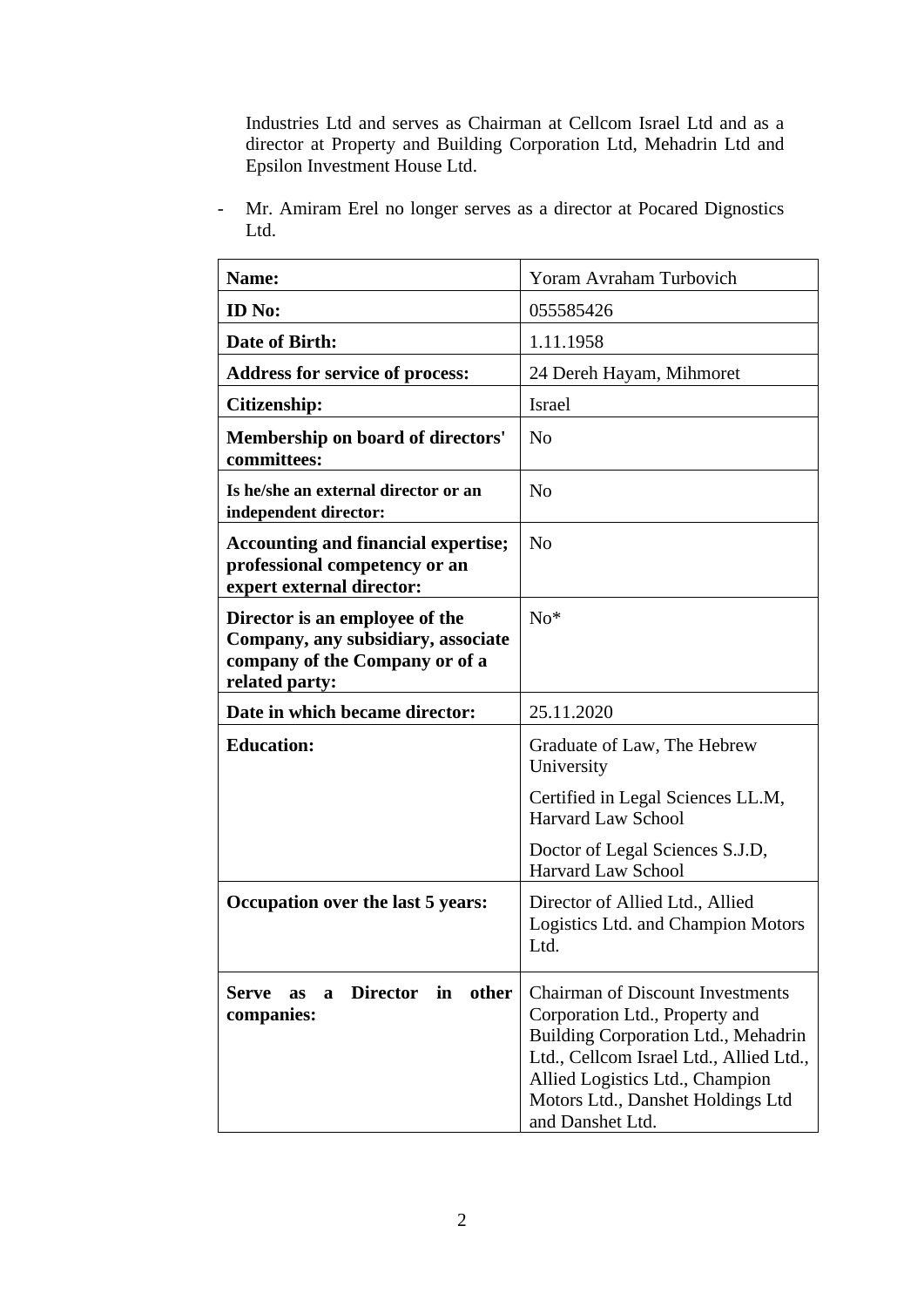Industries Ltd and serves as Chairman at Cellcom Israel Ltd and as a director at Property and Building Corporation Ltd, Mehadrin Ltd and Epsilon Investment House Ltd.

- Mr. Amiram Erel no longer serves as a director at Pocared Dignostics Ltd.

| **Name:** | Yoram Avraham Turbovich |
|---|---|
| **ID No:** | 055585426 |
| **Date of Birth:** | 1.11.1958 |
| **Address for service of process:** | 24 Dereh Hayam, Mihmoret |
| **Citizenship:** | Israel |
| **Membership on board of directors' committees:** | No |
| **Is he/she an external director or an independent director:** | No |
| **Accounting and financial expertise; professional competency or an expert external director:** | No |
| **Director is an employee of the Company, any subsidiary, associate company of the Company or of a related party:** | No* |
| **Date in which became director:** | 25.11.2020 |
| **Education:** | Graduate of Law, The Hebrew University<br>Certified in Legal Sciences LL.M, Harvard Law School<br>Doctor of Legal Sciences S.J.D, Harvard Law School |
| **Occupation over the last 5 years:** | Director of Allied Ltd., Allied Logistics Ltd. and Champion Motors Ltd. |
| **Serve as a Director in other companies:** | Chairman of Discount Investments Corporation Ltd., Property and Building Corporation Ltd., Mehadrin Ltd., Cellcom Israel Ltd., Allied Ltd., Allied Logistics Ltd., Champion Motors Ltd., Danshet Holdings Ltd and Danshet Ltd. |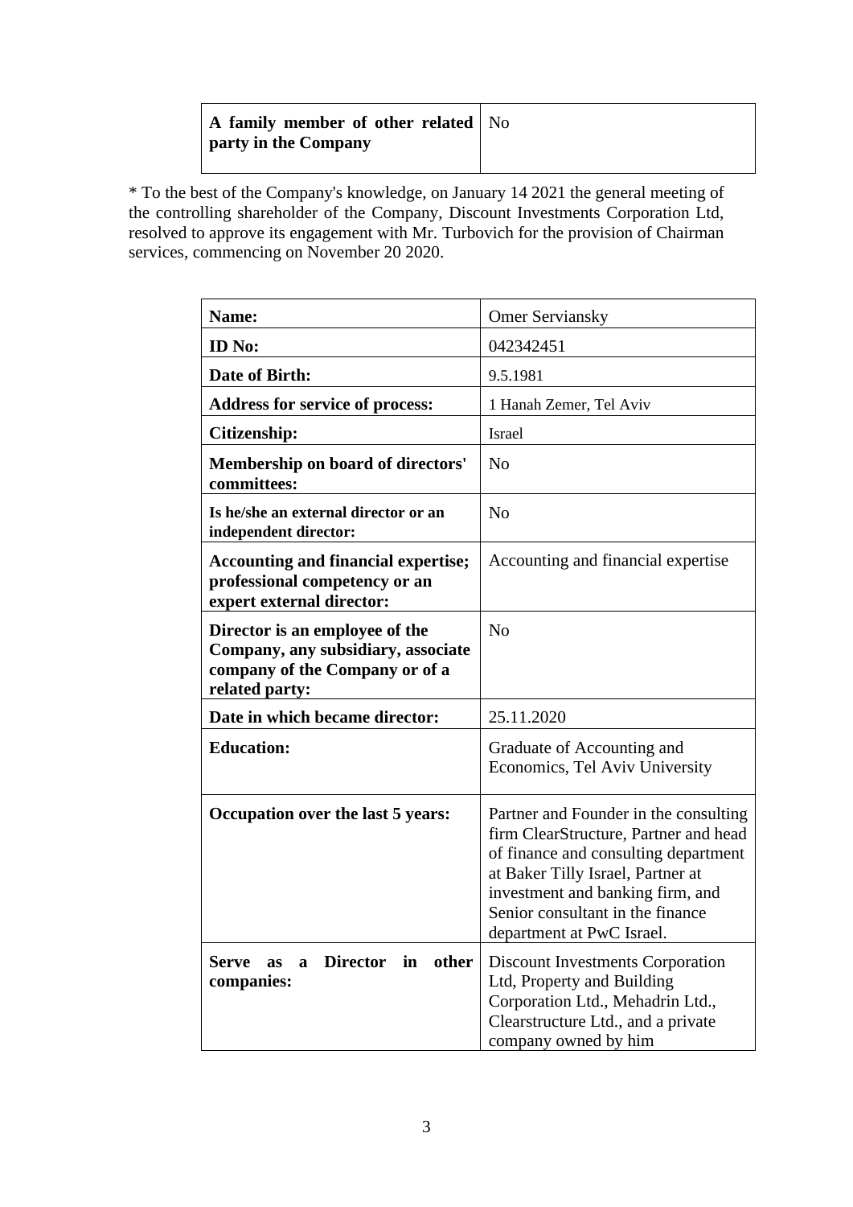| **A family member of other related party in the Company** | No |
|---|---|

* To the best of the Company's knowledge, on January 14 2021 the general meeting of the controlling shareholder of the Company, Discount Investments Corporation Ltd, resolved to approve its engagement with Mr. Turbovich for the provision of Chairman services, commencing on November 20 2020.

| **Name:** | Omer Serviansky |
|---|---|
| **ID No:** | 042342451 |
| **Date of Birth:** | 9.5.1981 |
| **Address for service of process:** | 1 Hanah Zemer, Tel Aviv |
| **Citizenship:** | Israel |
| **Membership on board of directors' committees:** | No |
| **Is he/she an external director or an independent director:** | No |
| **Accounting and financial expertise; professional competency or an expert external director:** | Accounting and financial expertise |
| **Director is an employee of the Company, any subsidiary, associate company of the Company or of a related party:** | No |
| **Date in which became director:** | 25.11.2020 |
| **Education:** | Graduate of Accounting and Economics, Tel Aviv University |
| **Occupation over the last 5 years:** | Partner and Founder in the consulting firm ClearStructure, Partner and head of finance and consulting department at Baker Tilly Israel, Partner at investment and banking firm, and Senior consultant in the finance department at PwC Israel. |
| **Serve as a Director in other companies:** | Discount Investments Corporation Ltd, Property and Building Corporation Ltd., Mehadrin Ltd., Clearstructure Ltd., and a private company owned by him |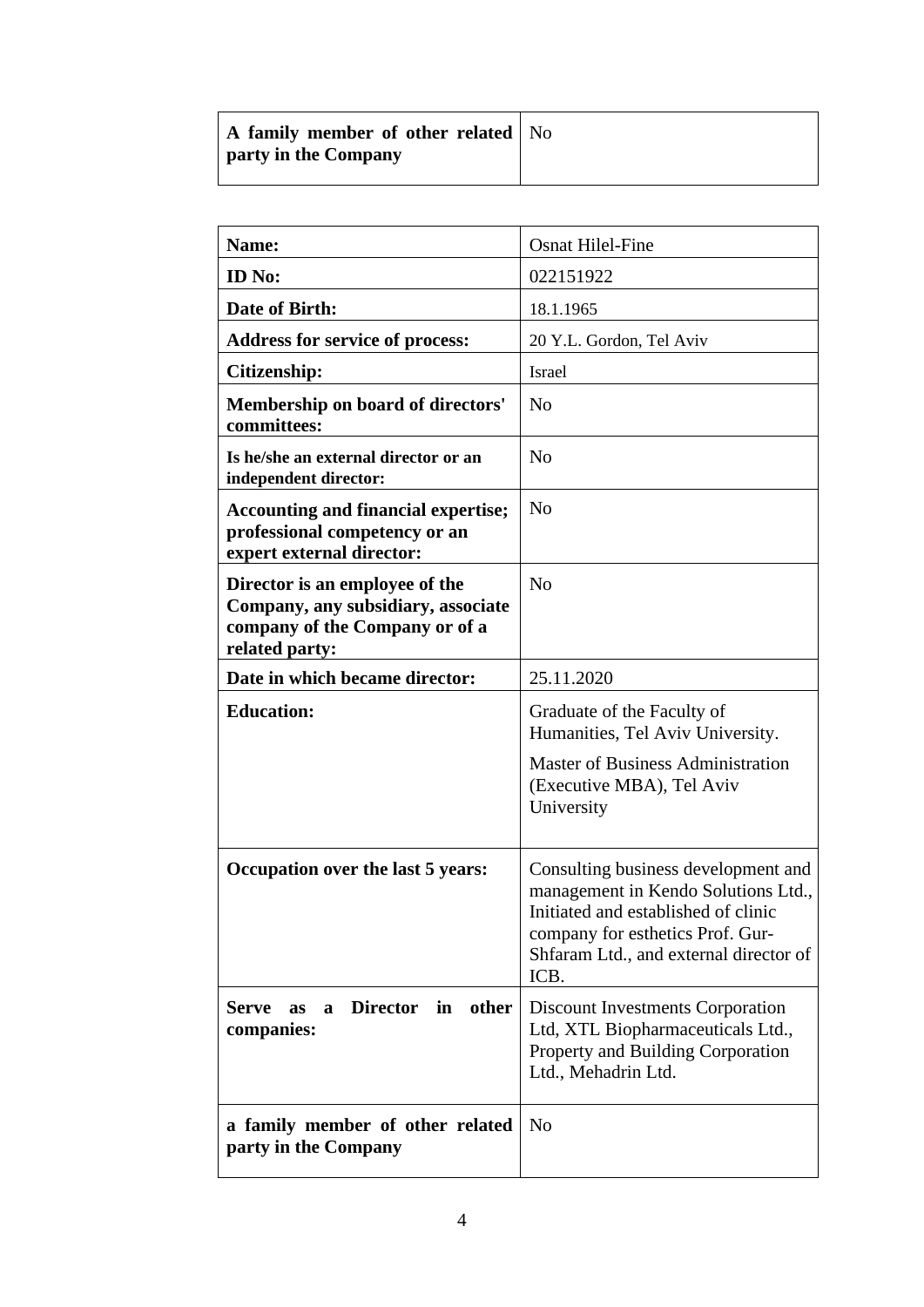| A family member of other related party in the Company | No |
|---|---|

| Name: | Osnat Hilel-Fine |
|---|---|
| ID No: | 022151922 |
| Date of Birth: | 18.1.1965 |
| Address for service of process: | 20 Y.L. Gordon, Tel Aviv |
| Citizenship: | Israel |
| Membership on board of directors' committees: | No |
| Is he/she an external director or an independent director: | No |
| Accounting and financial expertise; professional competency or an expert external director: | No |
| Director is an employee of the Company, any subsidiary, associate company of the Company or of a related party: | No |
| Date in which became director: | 25.11.2020 |
| Education: | Graduate of the Faculty of Humanities, Tel Aviv University.<br>Master of Business Administration (Executive MBA), Tel Aviv University |
| Occupation over the last 5 years: | Consulting business development and management in Kendo Solutions Ltd., Initiated and established of clinic company for esthetics Prof. Gur-Shfaram Ltd., and external director of ICB. |
| Serve as a Director in other companies: | Discount Investments Corporation Ltd, XTL Biopharmaceuticals Ltd., Property and Building Corporation Ltd., Mehadrin Ltd. |
| a family member of other related party in the Company | No |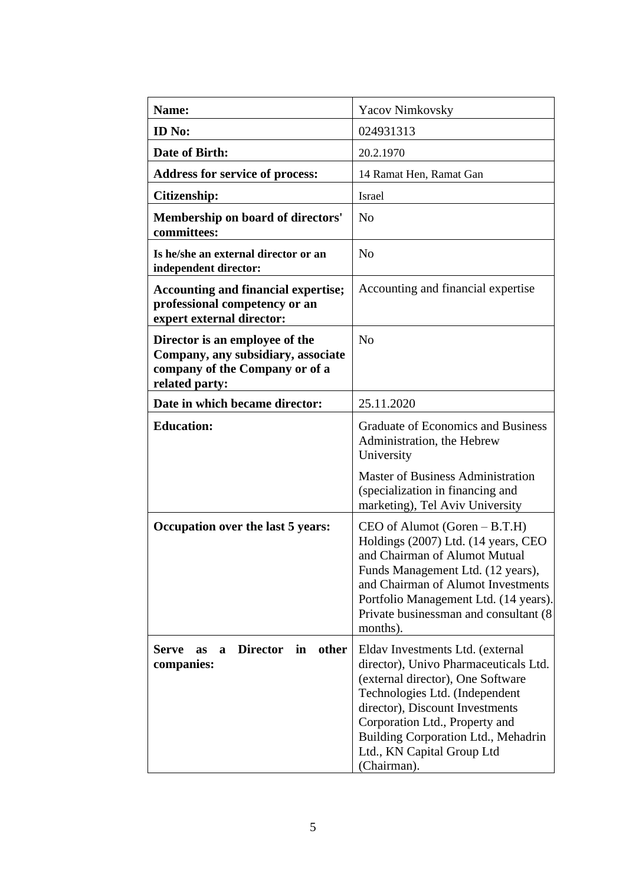| **Name:** | Yacov Nimkovsky |
|---|---|
| **ID No:** | 024931313 |
| **Date of Birth:** | 20.2.1970 |
| **Address for service of process:** | 14 Ramat Hen, Ramat Gan |
| **Citizenship:** | Israel |
| **Membership on board of directors' committees:** | No |
| **Is he/she an external director or an independent director:** | No |
| **Accounting and financial expertise; professional competency or an expert external director:** | Accounting and financial expertise |
| **Director is an employee of the Company, any subsidiary, associate company of the Company or of a related party:** | No |
| **Date in which became director:** | 25.11.2020 |
| **Education:** | Graduate of Economics and Business Administration, the Hebrew University<br>Master of Business Administration (specialization in financing and marketing), Tel Aviv University |
| **Occupation over the last 5 years:** | CEO of Alumot (Goren – B.T.H) Holdings (2007) Ltd. (14 years, CEO and Chairman of Alumot Mutual Funds Management Ltd. (12 years), and Chairman of Alumot Investments Portfolio Management Ltd. (14 years). Private businessman and consultant (8 months). |
| **Serve as a Director in other companies:** | Eldav Investments Ltd. (external director), Univo Pharmaceuticals Ltd. (external director), One Software Technologies Ltd. (Independent director), Discount Investments Corporation Ltd., Property and Building Corporation Ltd., Mehadrin Ltd., KN Capital Group Ltd (Chairman). |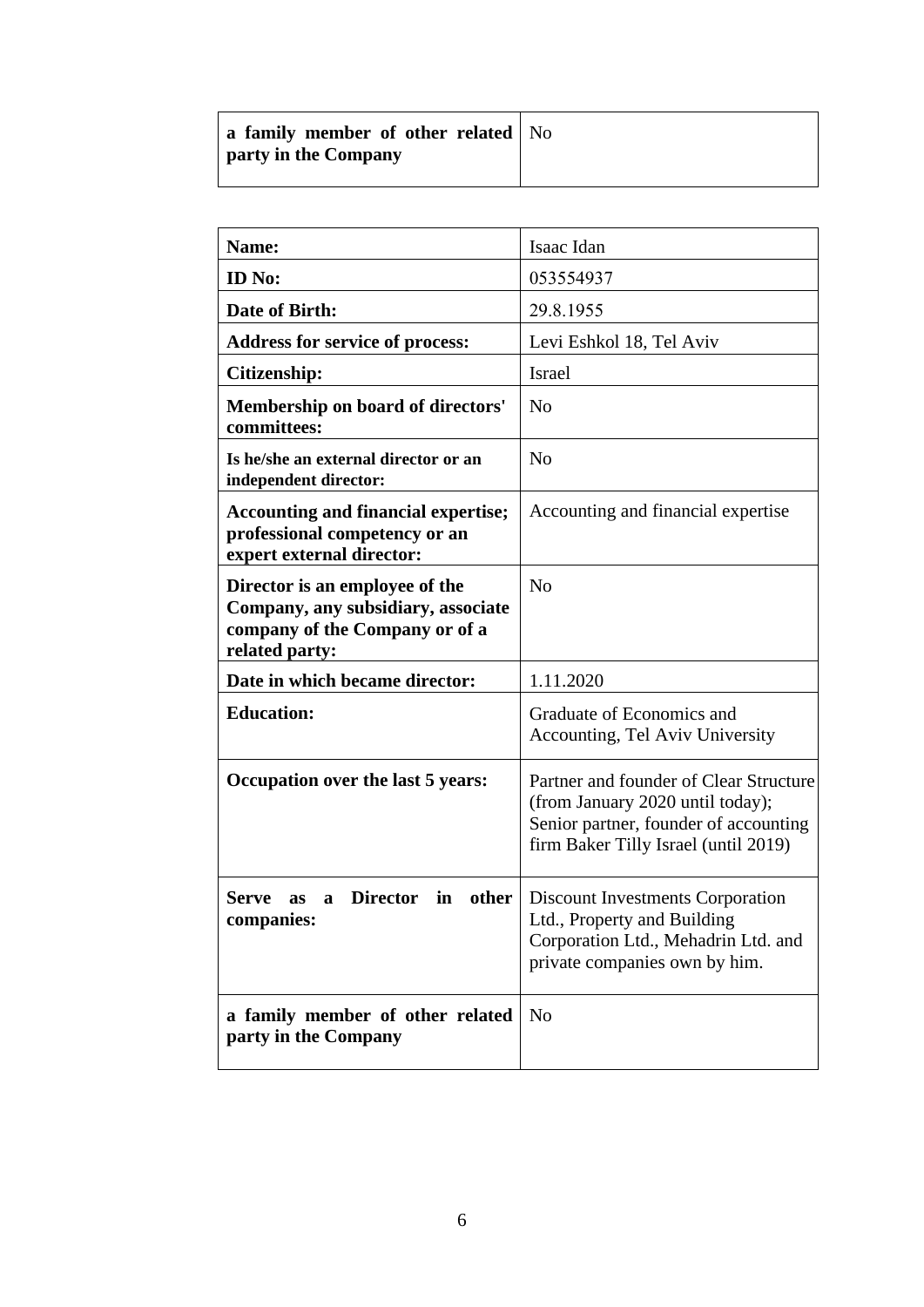| a family member of other related party in the Company | No |
|---|---|

| Name: | Isaac Idan |
|---|---|
| ID No: | 053554937 |
| Date of Birth: | 29.8.1955 |
| Address for service of process: | Levi Eshkol 18, Tel Aviv |
| Citizenship: | Israel |
| Membership on board of directors' committees: | No |
| Is he/she an external director or an independent director: | No |
| Accounting and financial expertise; professional competency or an expert external director: | Accounting and financial expertise |
| Director is an employee of the Company, any subsidiary, associate company of the Company or of a related party: | No |
| Date in which became director: | 1.11.2020 |
| Education: | Graduate of Economics and Accounting, Tel Aviv University |
| Occupation over the last 5 years: | Partner and founder of Clear Structure (from January 2020 until today); Senior partner, founder of accounting firm Baker Tilly Israel (until 2019) |
| Serve as a Director in other companies: | Discount Investments Corporation Ltd., Property and Building Corporation Ltd., Mehadrin Ltd. and private companies own by him. |
| a family member of other related party in the Company | No |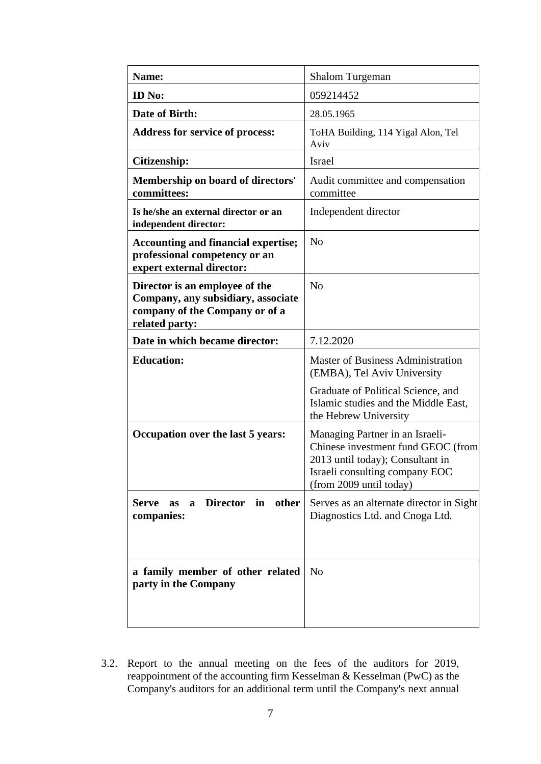| **Name:** | Shalom Turgeman |
|---|---|
| **ID No:** | 059214452 |
| **Date of Birth:** | 28.05.1965 |
| **Address for service of process:** | ToHA Building, 114 Yigal Alon, Tel Aviv |
| **Citizenship:** | Israel |
| **Membership on board of directors' committees:** | Audit committee and compensation committee |
| **Is he/she an external director or an independent director:** | Independent director |
| **Accounting and financial expertise; professional competency or an expert external director:** | No |
| **Director is an employee of the Company, any subsidiary, associate company of the Company or of a related party:** | No |
| **Date in which became director:** | 7.12.2020 |
| **Education:** | Master of Business Administration (EMBA), Tel Aviv University<br><br>Graduate of Political Science, and Islamic studies and the Middle East, the Hebrew University |
| **Occupation over the last 5 years:** | Managing Partner in an Israeli-Chinese investment fund GEOC (from 2013 until today); Consultant in Israeli consulting company EOC (from 2009 until today) |
| **Serve as a Director in other companies:** | Serves as an alternate director in Sight Diagnostics Ltd. and Cnoga Ltd. |
| **a family member of other related party in the Company** | No |

3.2. Report to the annual meeting on the fees of the auditors for 2019, reappointment of the accounting firm Kesselman & Kesselman (PwC) as the Company's auditors for an additional term until the Company's next annual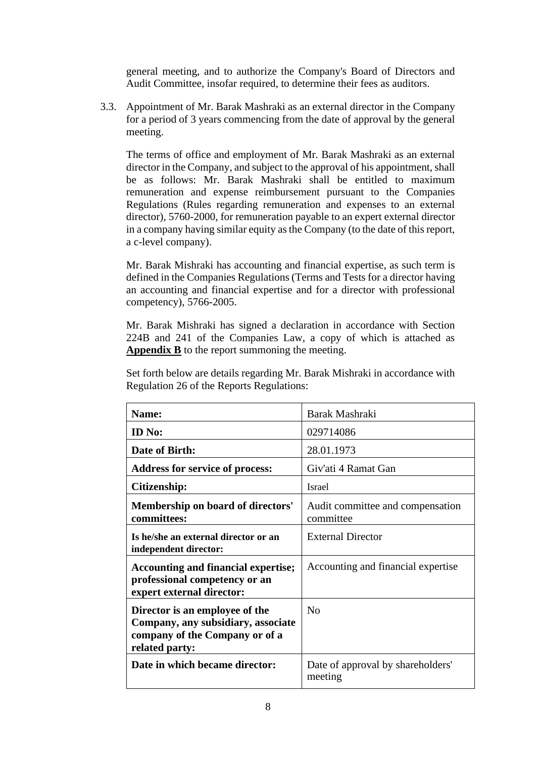general meeting, and to authorize the Company's Board of Directors and Audit Committee, insofar required, to determine their fees as auditors.

3.3. Appointment of Mr. Barak Mashraki as an external director in the Company for a period of 3 years commencing from the date of approval by the general meeting.

The terms of office and employment of Mr. Barak Mashraki as an external director in the Company, and subject to the approval of his appointment, shall be as follows: Mr. Barak Mashraki shall be entitled to maximum remuneration and expense reimbursement pursuant to the Companies Regulations (Rules regarding remuneration and expenses to an external director), 5760-2000, for remuneration payable to an expert external director in a company having similar equity as the Company (to the date of this report, a c-level company).

Mr. Barak Mishraki has accounting and financial expertise, as such term is defined in the Companies Regulations (Terms and Tests for a director having an accounting and financial expertise and for a director with professional competency), 5766-2005.

Mr. Barak Mishraki has signed a declaration in accordance with Section 224B and 241 of the Companies Law, a copy of which is attached as **Appendix B** to the report summoning the meeting.

Set forth below are details regarding Mr. Barak Mishraki in accordance with Regulation 26 of the Reports Regulations:

| **Name:** | Barak Mashraki |
|---|---|
| **ID No:** | 029714086 |
| **Date of Birth:** | 28.01.1973 |
| **Address for service of process:** | Giv'ati 4 Ramat Gan |
| **Citizenship:** | Israel |
| **Membership on board of directors' committees:** | Audit committee and compensation committee |
| **Is he/she an external director or an independent director:** | External Director |
| **Accounting and financial expertise; professional competency or an expert external director:** | Accounting and financial expertise |
| **Director is an employee of the Company, any subsidiary, associate company of the Company or of a related party:** | No |
| **Date in which became director:** | Date of approval by shareholders' meeting |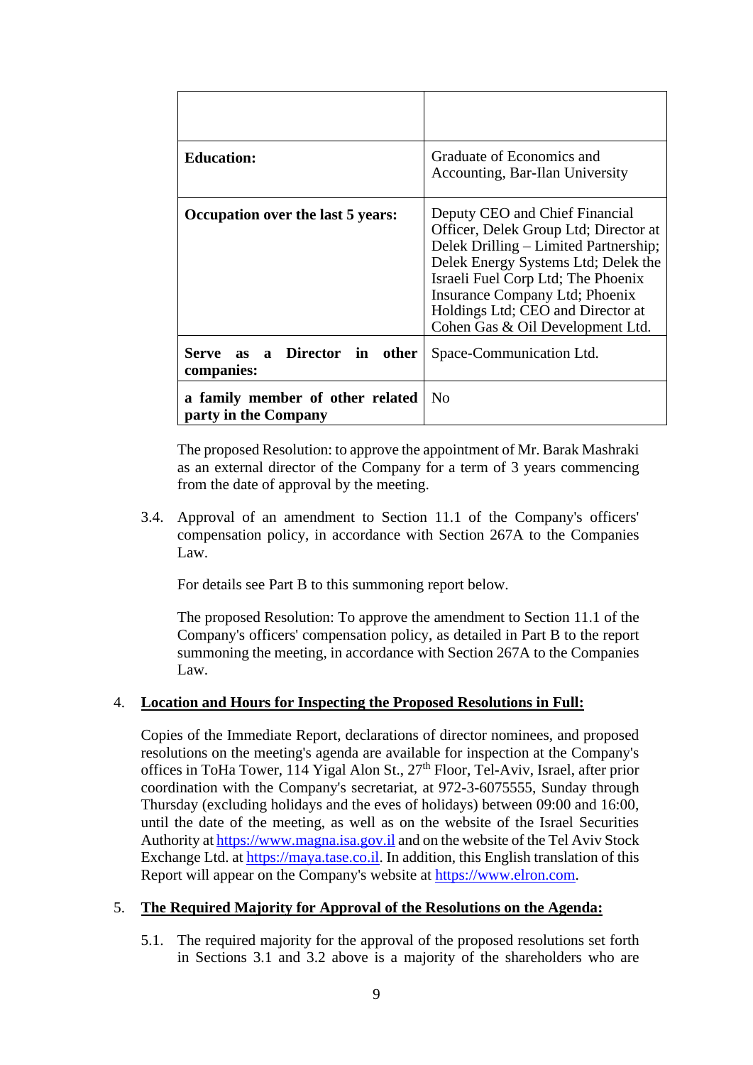| | |
|---|---|
| **Education:** | Graduate of Economics and Accounting, Bar-Ilan University |
| **Occupation over the last 5 years:** | Deputy CEO and Chief Financial Officer, Delek Group Ltd; Director at Delek Drilling – Limited Partnership; Delek Energy Systems Ltd; Delek the Israeli Fuel Corp Ltd; The Phoenix Insurance Company Ltd; Phoenix Holdings Ltd; CEO and Director at Cohen Gas & Oil Development Ltd. |
| **Serve as a Director in other companies:** | Space-Communication Ltd. |
| **a family member of other related party in the Company** | No |

The proposed Resolution: to approve the appointment of Mr. Barak Mashraki as an external director of the Company for a term of 3 years commencing from the date of approval by the meeting.

3.4. Approval of an amendment to Section 11.1 of the Company's officers' compensation policy, in accordance with Section 267A to the Companies Law.

For details see Part B to this summoning report below.

The proposed Resolution: To approve the amendment to Section 11.1 of the Company's officers' compensation policy, as detailed in Part B to the report summoning the meeting, in accordance with Section 267A to the Companies Law.

4. **<u>Location and Hours for Inspecting the Proposed Resolutions in Full:</u>**

Copies of the Immediate Report, declarations of director nominees, and proposed resolutions on the meeting's agenda are available for inspection at the Company's offices in ToHa Tower, 114 Yigal Alon St., 27th Floor, Tel-Aviv, Israel, after prior coordination with the Company's secretariat, at 972-3-6075555, Sunday through Thursday (excluding holidays and the eves of holidays) between 09:00 and 16:00, until the date of the meeting, as well as on the website of the Israel Securities Authority at https://www.magna.isa.gov.il and on the website of the Tel Aviv Stock Exchange Ltd. at https://maya.tase.co.il. In addition, this English translation of this Report will appear on the Company's website at https://www.elron.com.

5. **<u>The Required Majority for Approval of the Resolutions on the Agenda:</u>**

5.1. The required majority for the approval of the proposed resolutions set forth in Sections 3.1 and 3.2 above is a majority of the shareholders who are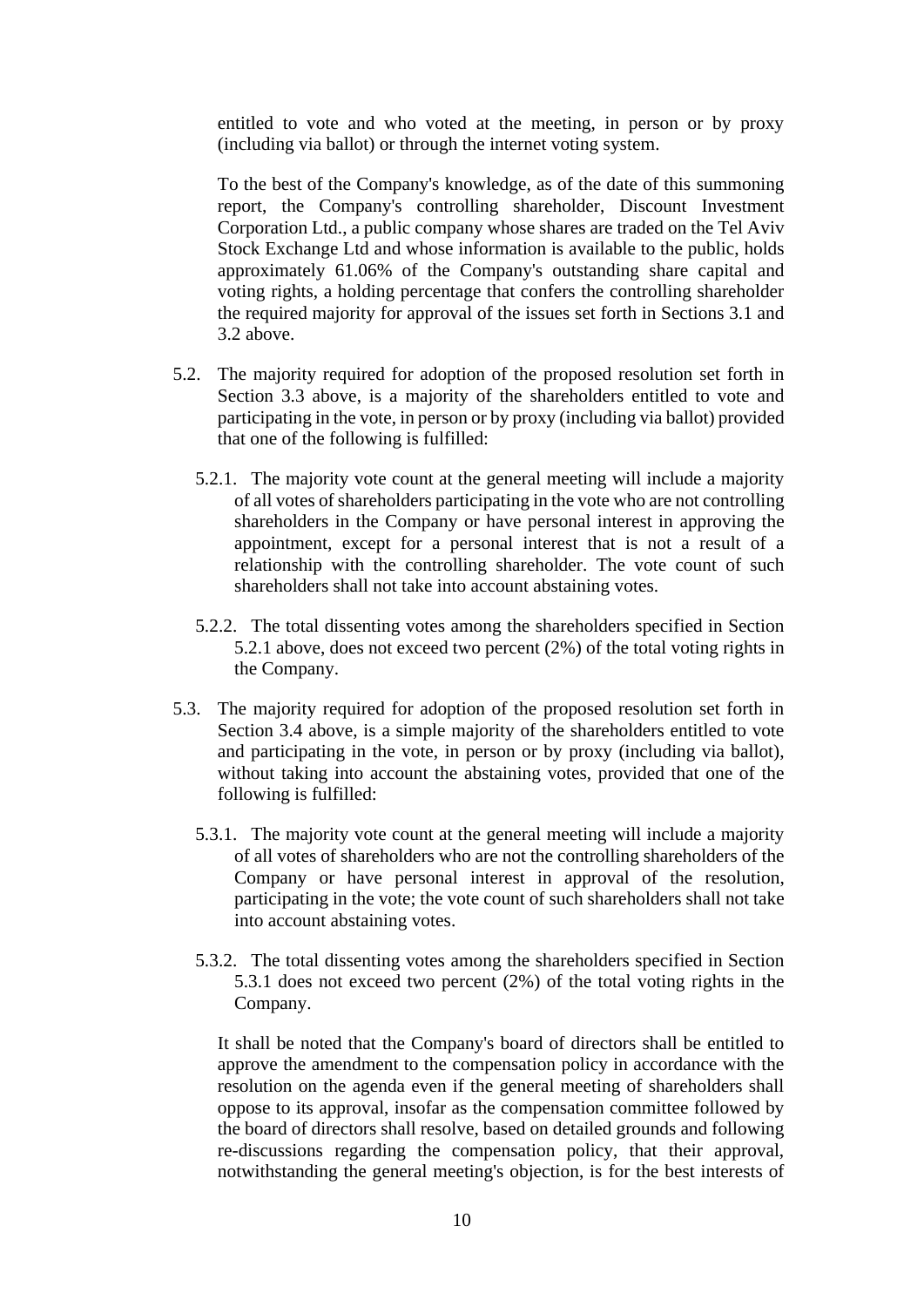entitled to vote and who voted at the meeting, in person or by proxy (including via ballot) or through the internet voting system.

To the best of the Company's knowledge, as of the date of this summoning report, the Company's controlling shareholder, Discount Investment Corporation Ltd., a public company whose shares are traded on the Tel Aviv Stock Exchange Ltd and whose information is available to the public, holds approximately 61.06% of the Company's outstanding share capital and voting rights, a holding percentage that confers the controlling shareholder the required majority for approval of the issues set forth in Sections 3.1 and 3.2 above.

5.2. The majority required for adoption of the proposed resolution set forth in Section 3.3 above, is a majority of the shareholders entitled to vote and participating in the vote, in person or by proxy (including via ballot) provided that one of the following is fulfilled:

5.2.1. The majority vote count at the general meeting will include a majority of all votes of shareholders participating in the vote who are not controlling shareholders in the Company or have personal interest in approving the appointment, except for a personal interest that is not a result of a relationship with the controlling shareholder. The vote count of such shareholders shall not take into account abstaining votes.

5.2.2. The total dissenting votes among the shareholders specified in Section 5.2.1 above, does not exceed two percent (2%) of the total voting rights in the Company.

5.3. The majority required for adoption of the proposed resolution set forth in Section 3.4 above, is a simple majority of the shareholders entitled to vote and participating in the vote, in person or by proxy (including via ballot), without taking into account the abstaining votes, provided that one of the following is fulfilled:

5.3.1. The majority vote count at the general meeting will include a majority of all votes of shareholders who are not the controlling shareholders of the Company or have personal interest in approval of the resolution, participating in the vote; the vote count of such shareholders shall not take into account abstaining votes.

5.3.2. The total dissenting votes among the shareholders specified in Section 5.3.1 does not exceed two percent (2%) of the total voting rights in the Company.

It shall be noted that the Company's board of directors shall be entitled to approve the amendment to the compensation policy in accordance with the resolution on the agenda even if the general meeting of shareholders shall oppose to its approval, insofar as the compensation committee followed by the board of directors shall resolve, based on detailed grounds and following re-discussions regarding the compensation policy, that their approval, notwithstanding the general meeting's objection, is for the best interests of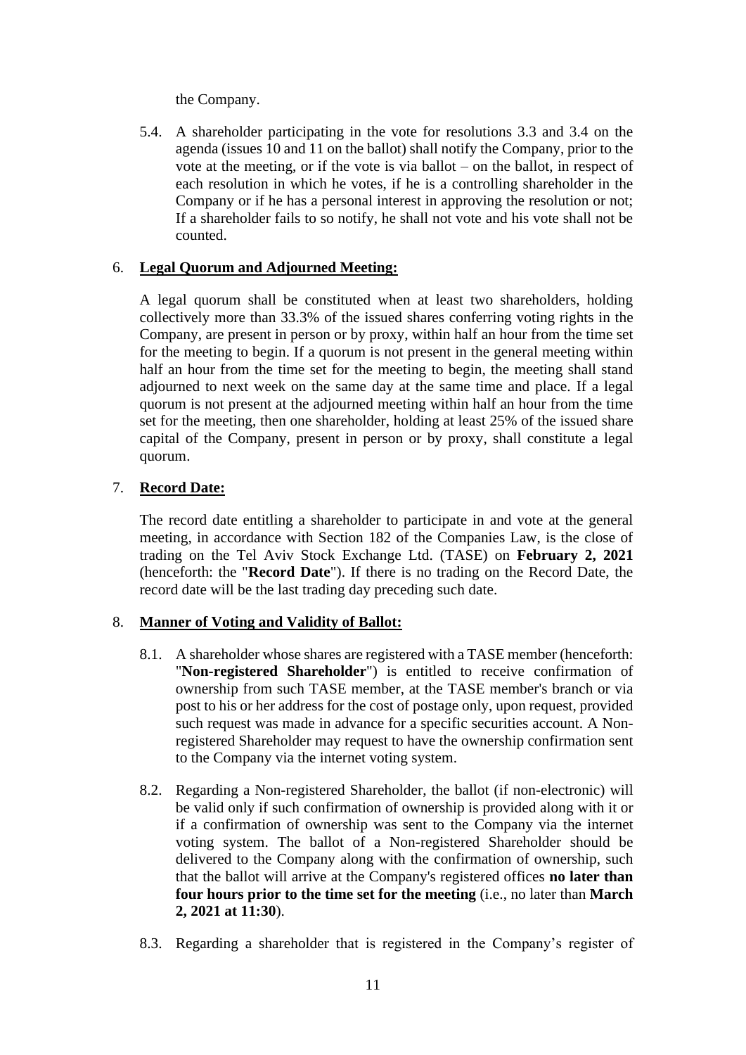the Company.

5.4. A shareholder participating in the vote for resolutions 3.3 and 3.4 on the agenda (issues 10 and 11 on the ballot) shall notify the Company, prior to the vote at the meeting, or if the vote is via ballot – on the ballot, in respect of each resolution in which he votes, if he is a controlling shareholder in the Company or if he has a personal interest in approving the resolution or not; If a shareholder fails to so notify, he shall not vote and his vote shall not be counted.

6. **Legal Quorum and Adjourned Meeting:**

A legal quorum shall be constituted when at least two shareholders, holding collectively more than 33.3% of the issued shares conferring voting rights in the Company, are present in person or by proxy, within half an hour from the time set for the meeting to begin. If a quorum is not present in the general meeting within half an hour from the time set for the meeting to begin, the meeting shall stand adjourned to next week on the same day at the same time and place. If a legal quorum is not present at the adjourned meeting within half an hour from the time set for the meeting, then one shareholder, holding at least 25% of the issued share capital of the Company, present in person or by proxy, shall constitute a legal quorum.

7. **Record Date:**

The record date entitling a shareholder to participate in and vote at the general meeting, in accordance with Section 182 of the Companies Law, is the close of trading on the Tel Aviv Stock Exchange Ltd. (TASE) on **February 2, 2021** (henceforth: the "**Record Date**"). If there is no trading on the Record Date, the record date will be the last trading day preceding such date.

8. **Manner of Voting and Validity of Ballot:**

8.1. A shareholder whose shares are registered with a TASE member (henceforth: "**Non-registered Shareholder**") is entitled to receive confirmation of ownership from such TASE member, at the TASE member's branch or via post to his or her address for the cost of postage only, upon request, provided such request was made in advance for a specific securities account. A Non-registered Shareholder may request to have the ownership confirmation sent to the Company via the internet voting system.

8.2. Regarding a Non-registered Shareholder, the ballot (if non-electronic) will be valid only if such confirmation of ownership is provided along with it or if a confirmation of ownership was sent to the Company via the internet voting system. The ballot of a Non-registered Shareholder should be delivered to the Company along with the confirmation of ownership, such that the ballot will arrive at the Company's registered offices **no later than four hours prior to the time set for the meeting** (i.e., no later than **March 2, 2021 at 11:30**).

8.3. Regarding a shareholder that is registered in the Company's register of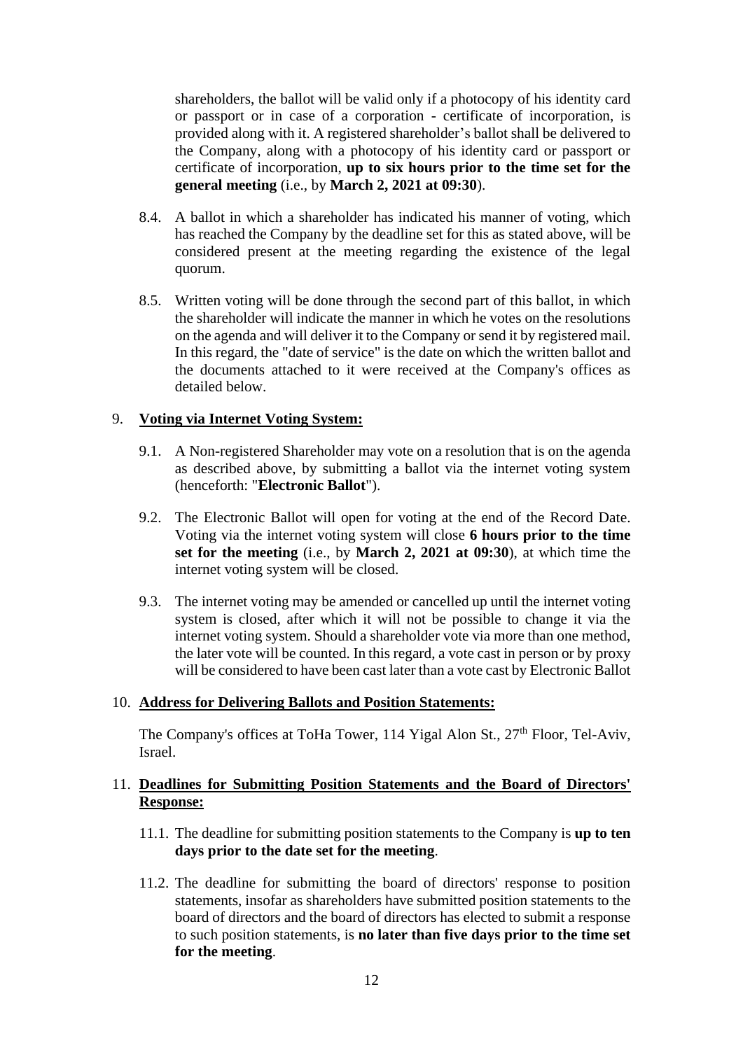shareholders, the ballot will be valid only if a photocopy of his identity card or passport or in case of a corporation - certificate of incorporation, is provided along with it. A registered shareholder's ballot shall be delivered to the Company, along with a photocopy of his identity card or passport or certificate of incorporation, **up to six hours prior to the time set for the general meeting** (i.e., by **March 2, 2021 at 09:30**).

8.4. A ballot in which a shareholder has indicated his manner of voting, which has reached the Company by the deadline set for this as stated above, will be considered present at the meeting regarding the existence of the legal quorum.

8.5. Written voting will be done through the second part of this ballot, in which the shareholder will indicate the manner in which he votes on the resolutions on the agenda and will deliver it to the Company or send it by registered mail. In this regard, the "date of service" is the date on which the written ballot and the documents attached to it were received at the Company's offices as detailed below.

9. **Voting via Internet Voting System:**

9.1. A Non-registered Shareholder may vote on a resolution that is on the agenda as described above, by submitting a ballot via the internet voting system (henceforth: "**Electronic Ballot**").

9.2. The Electronic Ballot will open for voting at the end of the Record Date. Voting via the internet voting system will close **6 hours prior to the time set for the meeting** (i.e., by **March 2, 2021 at 09:30**), at which time the internet voting system will be closed.

9.3. The internet voting may be amended or cancelled up until the internet voting system is closed, after which it will not be possible to change it via the internet voting system. Should a shareholder vote via more than one method, the later vote will be counted. In this regard, a vote cast in person or by proxy will be considered to have been cast later than a vote cast by Electronic Ballot

10. **Address for Delivering Ballots and Position Statements:**

The Company's offices at ToHa Tower, 114 Yigal Alon St., 27th Floor, Tel-Aviv, Israel.

11. **Deadlines for Submitting Position Statements and the Board of Directors' Response:**

11.1. The deadline for submitting position statements to the Company is **up to ten days prior to the date set for the meeting**.

11.2. The deadline for submitting the board of directors' response to position statements, insofar as shareholders have submitted position statements to the board of directors and the board of directors has elected to submit a response to such position statements, is **no later than five days prior to the time set for the meeting**.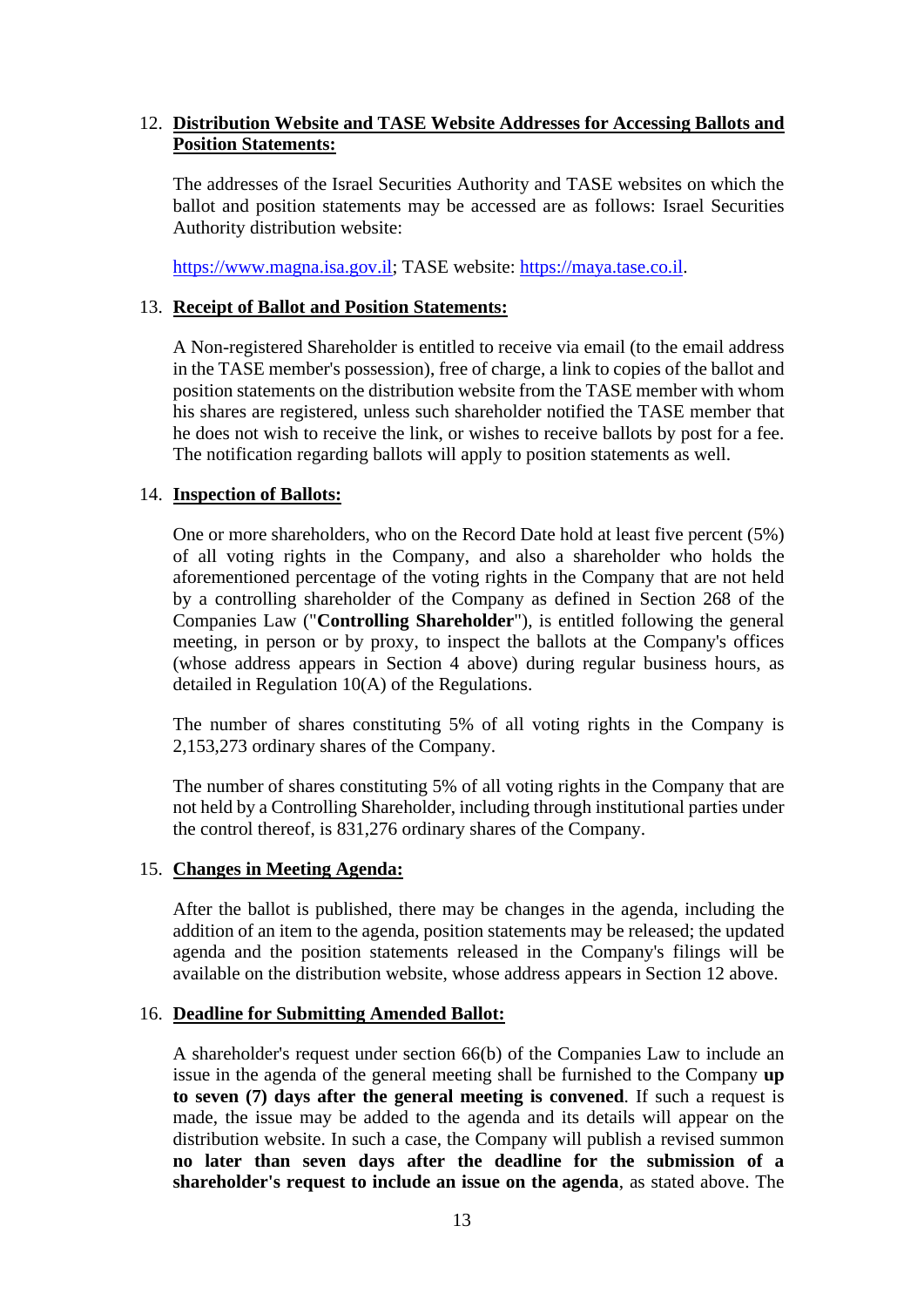12. **<u>Distribution Website and TASE Website Addresses for Accessing Ballots and Position Statements:</u>**

    The addresses of the Israel Securities Authority and TASE websites on which the ballot and position statements may be accessed are as follows: Israel Securities Authority distribution website:

    https://www.magna.isa.gov.il; TASE website: https://maya.tase.co.il.

13. **<u>Receipt of Ballot and Position Statements:</u>**

    A Non-registered Shareholder is entitled to receive via email (to the email address in the TASE member's possession), free of charge, a link to copies of the ballot and position statements on the distribution website from the TASE member with whom his shares are registered, unless such shareholder notified the TASE member that he does not wish to receive the link, or wishes to receive ballots by post for a fee. The notification regarding ballots will apply to position statements as well.

14. **<u>Inspection of Ballots:</u>**

    One or more shareholders, who on the Record Date hold at least five percent (5%) of all voting rights in the Company, and also a shareholder who holds the aforementioned percentage of the voting rights in the Company that are not held by a controlling shareholder of the Company as defined in Section 268 of the Companies Law ("**Controlling Shareholder**"), is entitled following the general meeting, in person or by proxy, to inspect the ballots at the Company's offices (whose address appears in Section 4 above) during regular business hours, as detailed in Regulation 10(A) of the Regulations.

    The number of shares constituting 5% of all voting rights in the Company is 2,153,273 ordinary shares of the Company.

    The number of shares constituting 5% of all voting rights in the Company that are not held by a Controlling Shareholder, including through institutional parties under the control thereof, is 831,276 ordinary shares of the Company.

15. **<u>Changes in Meeting Agenda:</u>**

    After the ballot is published, there may be changes in the agenda, including the addition of an item to the agenda, position statements may be released; the updated agenda and the position statements released in the Company's filings will be available on the distribution website, whose address appears in Section 12 above.

16. **<u>Deadline for Submitting Amended Ballot:</u>**

    A shareholder's request under section 66(b) of the Companies Law to include an issue in the agenda of the general meeting shall be furnished to the Company **up to seven (7) days after the general meeting is convened**. If such a request is made, the issue may be added to the agenda and its details will appear on the distribution website. In such a case, the Company will publish a revised summon **no later than seven days after the deadline for the submission of a shareholder's request to include an issue on the agenda**, as stated above. The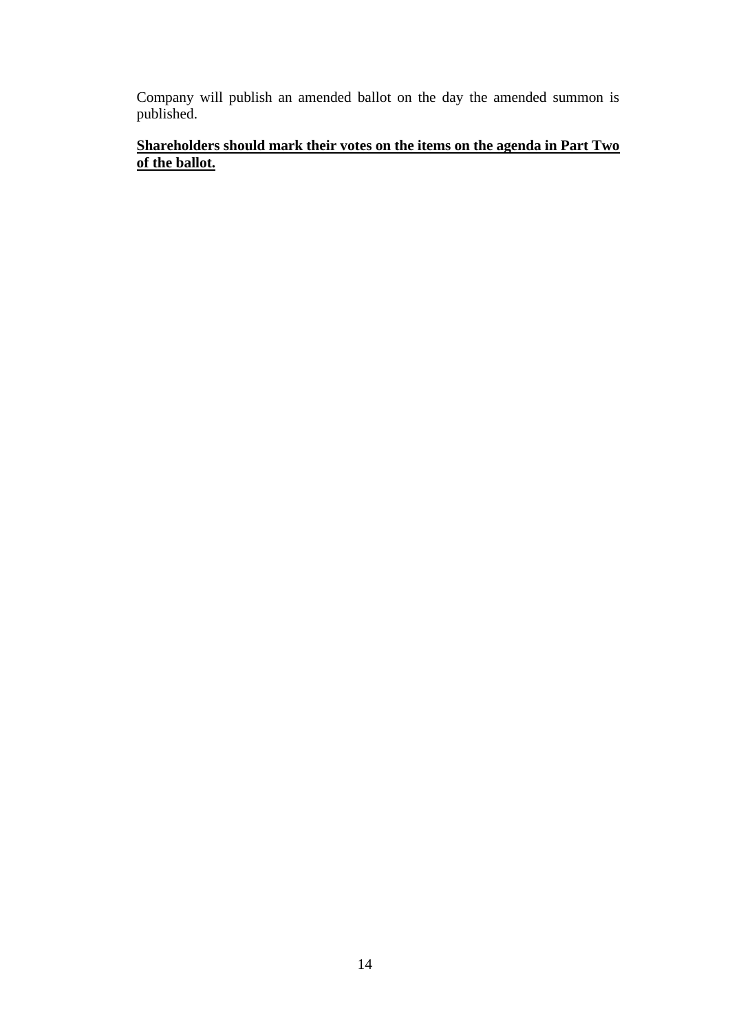Company will publish an amended ballot on the day the amended summon is published.

**Shareholders should mark their votes on the items on the agenda in Part Two of the ballot.**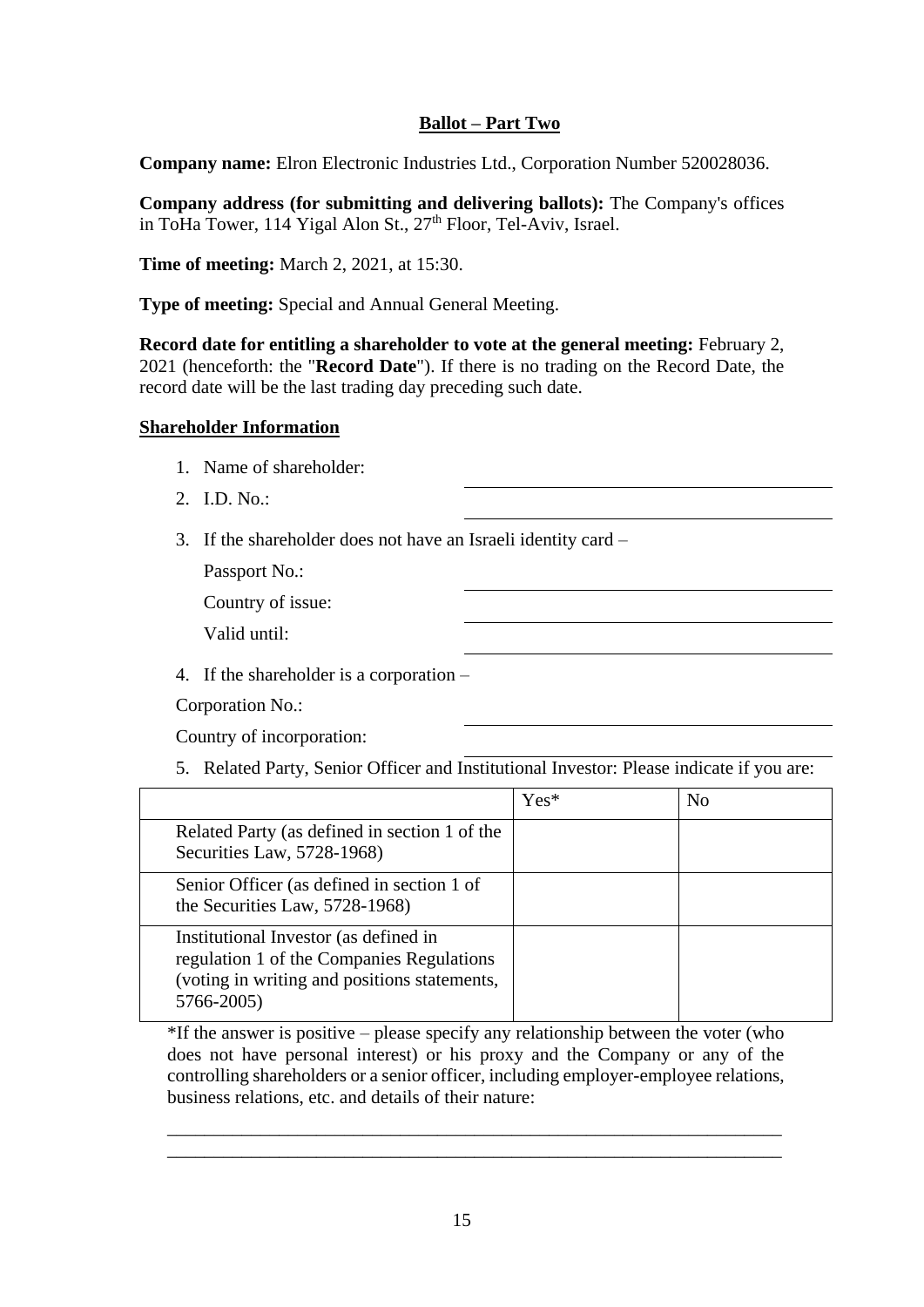## Ballot – Part Two

**Company name:** Elron Electronic Industries Ltd., Corporation Number 520028036.

**Company address (for submitting and delivering ballots):** The Company's offices in ToHa Tower, 114 Yigal Alon St., 27th Floor, Tel-Aviv, Israel.

**Time of meeting:** March 2, 2021, at 15:30.

**Type of meeting:** Special and Annual General Meeting.

**Record date for entitling a shareholder to vote at the general meeting:** February 2, 2021 (henceforth: the "**Record Date**"). If there is no trading on the Record Date, the record date will be the last trading day preceding such date.

**Shareholder Information**

1. Name of shareholder: ______________________________
2. I.D. No.: ______________________________
3. If the shareholder does not have an Israeli identity card –

   Passport No.: ______________________________

   Country of issue: ______________________________

   Valid until: ______________________________

4. If the shareholder is a corporation –

   Corporation No.: ______________________________

   Country of incorporation: ______________________________

5. Related Party, Senior Officer and Institutional Investor: Please indicate if you are:

| | Yes* | No |
|---|---|---|
| Related Party (as defined in section 1 of the Securities Law, 5728-1968) | | |
| Senior Officer (as defined in section 1 of the Securities Law, 5728-1968) | | |
| Institutional Investor (as defined in regulation 1 of the Companies Regulations (voting in writing and positions statements, 5766-2005) | | |

*If the answer is positive – please specify any relationship between the voter (who does not have personal interest) or his proxy and the Company or any of the controlling shareholders or a senior officer, including employer-employee relations, business relations, etc. and details of their nature:

____________________________________________________________________

____________________________________________________________________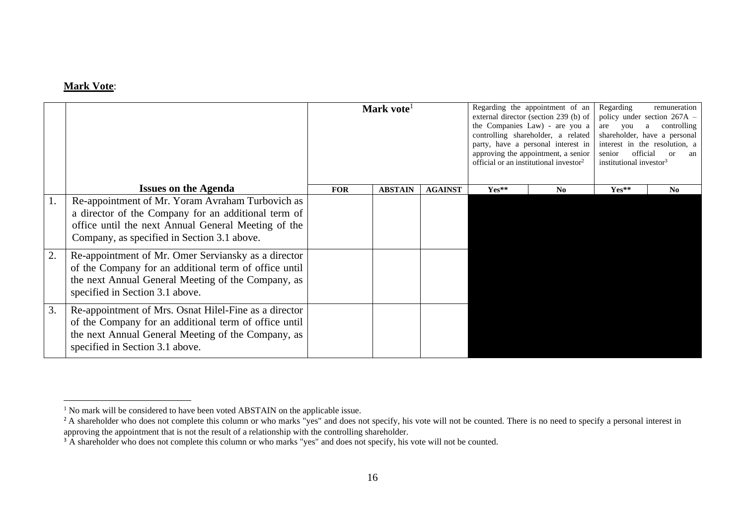**Mark Vote**:

| | | Mark vote[1] | | | Regarding the appointment of an external director (section 239 (b) of the Companies Law) - are you a controlling shareholder, a related party, have a personal interest in approving the appointment, a senior official or an institutional investor[2] | | Regarding remuneration policy under section 267A – are you a controlling shareholder, have a personal interest in the resolution, a senior official or an institutional investor[3] | |
|---|---|---|---|---|---|---|---|---|
| | **Issues on the Agenda** | **FOR** | **ABSTAIN** | **AGAINST** | **Yes\*\*** | **No** | **Yes\*\*** | **No** |
| 1. | Re-appointment of Mr. Yoram Avraham Turbovich as a director of the Company for an additional term of office until the next Annual General Meeting of the Company, as specified in Section 3.1 above. | | | | | | | |
| 2. | Re-appointment of Mr. Omer Serviansky as a director of the Company for an additional term of office until the next Annual General Meeting of the Company, as specified in Section 3.1 above. | | | | | | | |
| 3. | Re-appointment of Mrs. Osnat Hilel-Fine as a director of the Company for an additional term of office until the next Annual General Meeting of the Company, as specified in Section 3.1 above. | | | | | | | |

[1] No mark will be considered to have been voted ABSTAIN on the applicable issue.

[2] A shareholder who does not complete this column or who marks "yes" and does not specify, his vote will not be counted. There is no need to specify a personal interest in approving the appointment that is not the result of a relationship with the controlling shareholder.

[3] A shareholder who does not complete this column or who marks "yes" and does not specify, his vote will not be counted.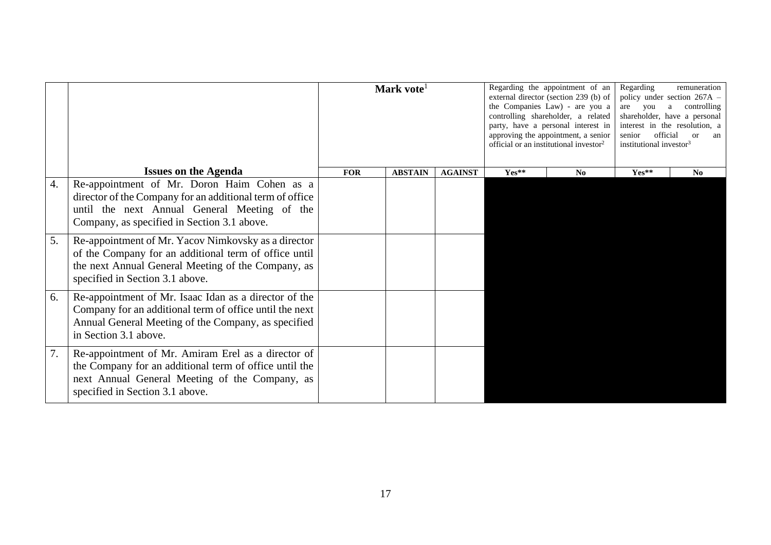| | | Mark vote[1] | | | Regarding the appointment of an external director (section 239 (b) of the Companies Law) - are you a controlling shareholder, a related party, have a personal interest in approving the appointment, a senior official or an institutional investor[2] | | Regarding remuneration policy under section 267A – are you a controlling shareholder, have a personal interest in the resolution, a senior official or an institutional investor[3] | |
|---|---|---|---|---|---|---|---|---|
| | **Issues on the Agenda** | **FOR** | **ABSTAIN** | **AGAINST** | **Yes\*\*** | **No** | **Yes\*\*** | **No** |
| 4. | Re-appointment of Mr. Doron Haim Cohen as a director of the Company for an additional term of office until the next Annual General Meeting of the Company, as specified in Section 3.1 above. | | | | | | | |
| 5. | Re-appointment of Mr. Yacov Nimkovsky as a director of the Company for an additional term of office until the next Annual General Meeting of the Company, as specified in Section 3.1 above. | | | | | | | |
| 6. | Re-appointment of Mr. Isaac Idan as a director of the Company for an additional term of office until the next Annual General Meeting of the Company, as specified in Section 3.1 above. | | | | | | | |
| 7. | Re-appointment of Mr. Amiram Erel as a director of the Company for an additional term of office until the next Annual General Meeting of the Company, as specified in Section 3.1 above. | | | | | | | |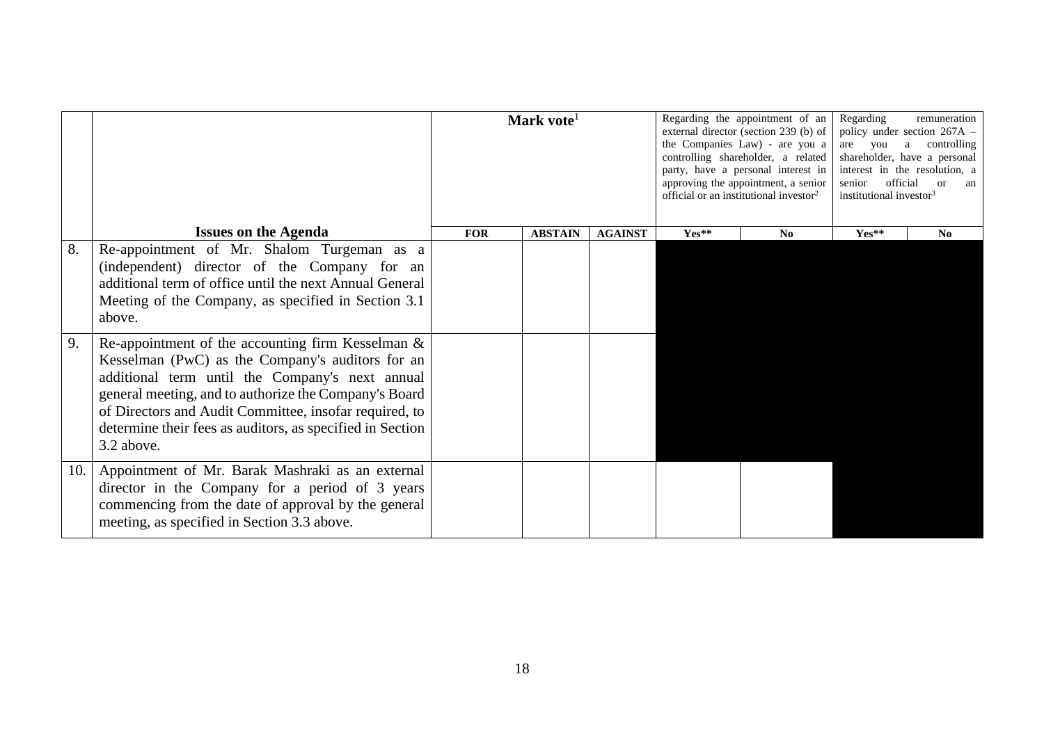| | | Mark vote[1] | | | Regarding the appointment of an external director (section 239 (b) of the Companies Law) - are you a controlling shareholder, a related party, have a personal interest in approving the appointment, a senior official or an institutional investor[2] | | Regarding remuneration policy under section 267A – are you a controlling shareholder, have a personal interest in the resolution, a senior official or an institutional investor[3] | |
|---|---|---|---|---|---|---|---|---|
| | **Issues on the Agenda** | **FOR** | **ABSTAIN** | **AGAINST** | **Yes**** | **No** | **Yes**** | **No** |
| 8. | Re-appointment of Mr. Shalom Turgeman as a (independent) director of the Company for an additional term of office until the next Annual General Meeting of the Company, as specified in Section 3.1 above. | | | | | | | |
| 9. | Re-appointment of the accounting firm Kesselman & Kesselman (PwC) as the Company's auditors for an additional term until the Company's next annual general meeting, and to authorize the Company's Board of Directors and Audit Committee, insofar required, to determine their fees as auditors, as specified in Section 3.2 above. | | | | | | | |
| 10. | Appointment of Mr. Barak Mashraki as an external director in the Company for a period of 3 years commencing from the date of approval by the general meeting, as specified in Section 3.3 above. | | | | | | | |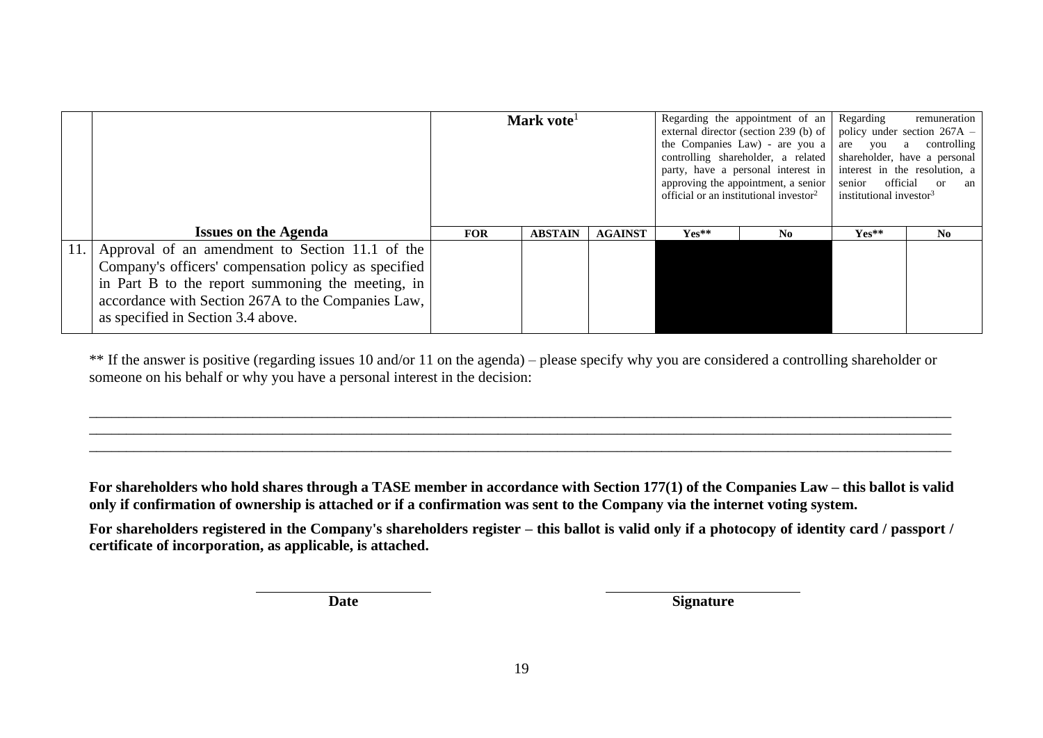| | | Mark vote[1] | | | Regarding the appointment of an external director (section 239 (b) of the Companies Law) - are you a controlling shareholder, a related party, have a personal interest in approving the appointment, a senior official or an institutional investor[2] | | Regarding remuneration policy under section 267A – are you a controlling shareholder, have a personal interest in the resolution, a senior official or an institutional investor[3] | |
|---|---|---|---|---|---|---|---|---|
| | **Issues on the Agenda** | **FOR** | **ABSTAIN** | **AGAINST** | **Yes\*\*** | **No** | **Yes\*\*** | **No** |
| 11. | Approval of an amendment to Section 11.1 of the Company's officers' compensation policy as specified in Part B to the report summoning the meeting, in accordance with Section 267A to the Companies Law, as specified in Section 3.4 above. | | | | | | | |

** If the answer is positive (regarding issues 10 and/or 11 on the agenda) – please specify why you are considered a controlling shareholder or someone on his behalf or why you have a personal interest in the decision:

\_\_\_\_\_\_\_\_\_\_\_\_\_\_\_\_\_\_\_\_\_\_\_\_\_\_\_\_\_\_\_\_\_\_\_\_\_\_\_\_\_\_\_\_\_\_\_\_\_\_\_\_\_\_\_\_\_\_\_\_\_\_\_\_\_\_\_\_\_\_\_\_\_\_\_\_\_\_

\_\_\_\_\_\_\_\_\_\_\_\_\_\_\_\_\_\_\_\_\_\_\_\_\_\_\_\_\_\_\_\_\_\_\_\_\_\_\_\_\_\_\_\_\_\_\_\_\_\_\_\_\_\_\_\_\_\_\_\_\_\_\_\_\_\_\_\_\_\_\_\_\_\_\_\_\_\_

\_\_\_\_\_\_\_\_\_\_\_\_\_\_\_\_\_\_\_\_\_\_\_\_\_\_\_\_\_\_\_\_\_\_\_\_\_\_\_\_\_\_\_\_\_\_\_\_\_\_\_\_\_\_\_\_\_\_\_\_\_\_\_\_\_\_\_\_\_\_\_\_\_\_\_\_\_\_

**For shareholders who hold shares through a TASE member in accordance with Section 177(1) of the Companies Law – this ballot is valid only if confirmation of ownership is attached or if a confirmation was sent to the Company via the internet voting system.**

**For shareholders registered in the Company's shareholders register – this ballot is valid only if a photocopy of identity card / passport / certificate of incorporation, as applicable, is attached.**

\_\_\_\_\_\_\_\_\_\_\_\_\_\_\_\_\_\_\_\_ \_\_\_\_\_\_\_\_\_\_\_\_\_\_\_\_\_\_\_\_

**Date** **Signature**